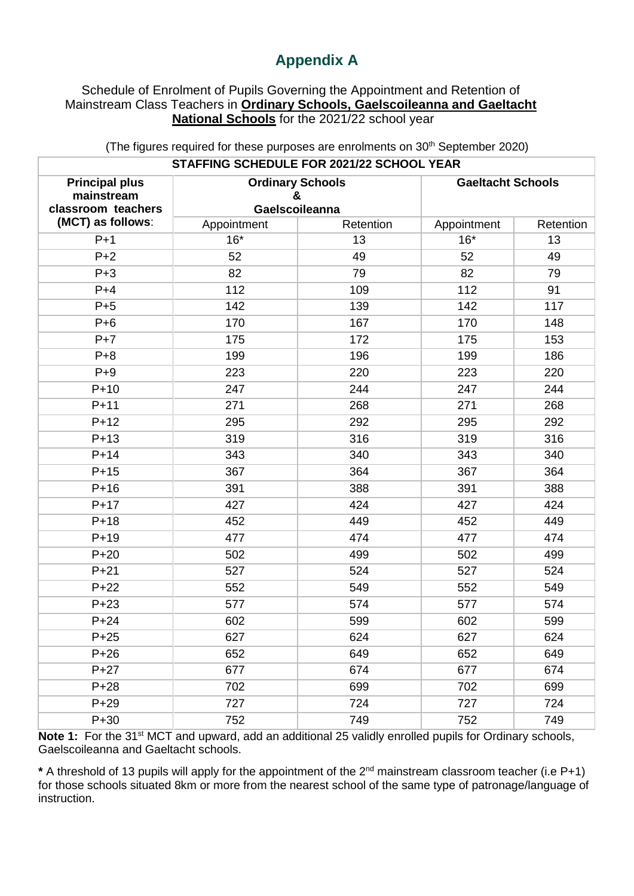# Appendix A

Schedule of Enrolment of Pupils Governing the Appointment and Retention of Mainstream Class Teachers in **Ordinary Schools, Gaelscoileanna and Gaeltacht National Schools** for the 2021/22 school year

(The figures required for these purposes are enrolments on 30th September 2020)

| STAFFING SCHEDULE FOR 2021/22 SCHOOL YEAR | | | | |
|---|---|---|---|---|
| **Principal plus mainstream classroom teachers (MCT) as follows:** | **Ordinary Schools & Gaelscoileanna** | | **Gaeltacht Schools** | |
| | Appointment | Retention | Appointment | Retention |
| P+1 | 16* | 13 | 16* | 13 |
| P+2 | 52 | 49 | 52 | 49 |
| P+3 | 82 | 79 | 82 | 79 |
| P+4 | 112 | 109 | 112 | 91 |
| P+5 | 142 | 139 | 142 | 117 |
| P+6 | 170 | 167 | 170 | 148 |
| P+7 | 175 | 172 | 175 | 153 |
| P+8 | 199 | 196 | 199 | 186 |
| P+9 | 223 | 220 | 223 | 220 |
| P+10 | 247 | 244 | 247 | 244 |
| P+11 | 271 | 268 | 271 | 268 |
| P+12 | 295 | 292 | 295 | 292 |
| P+13 | 319 | 316 | 319 | 316 |
| P+14 | 343 | 340 | 343 | 340 |
| P+15 | 367 | 364 | 367 | 364 |
| P+16 | 391 | 388 | 391 | 388 |
| P+17 | 427 | 424 | 427 | 424 |
| P+18 | 452 | 449 | 452 | 449 |
| P+19 | 477 | 474 | 477 | 474 |
| P+20 | 502 | 499 | 502 | 499 |
| P+21 | 527 | 524 | 527 | 524 |
| P+22 | 552 | 549 | 552 | 549 |
| P+23 | 577 | 574 | 577 | 574 |
| P+24 | 602 | 599 | 602 | 599 |
| P+25 | 627 | 624 | 627 | 624 |
| P+26 | 652 | 649 | 652 | 649 |
| P+27 | 677 | 674 | 677 | 674 |
| P+28 | 702 | 699 | 702 | 699 |
| P+29 | 727 | 724 | 727 | 724 |
| P+30 | 752 | 749 | 752 | 749 |

**Note 1:** For the 31st MCT and upward, add an additional 25 validly enrolled pupils for Ordinary schools, Gaelscoileanna and Gaeltacht schools.

**\*** A threshold of 13 pupils will apply for the appointment of the 2nd mainstream classroom teacher (i.e P+1) for those schools situated 8km or more from the nearest school of the same type of patronage/language of instruction.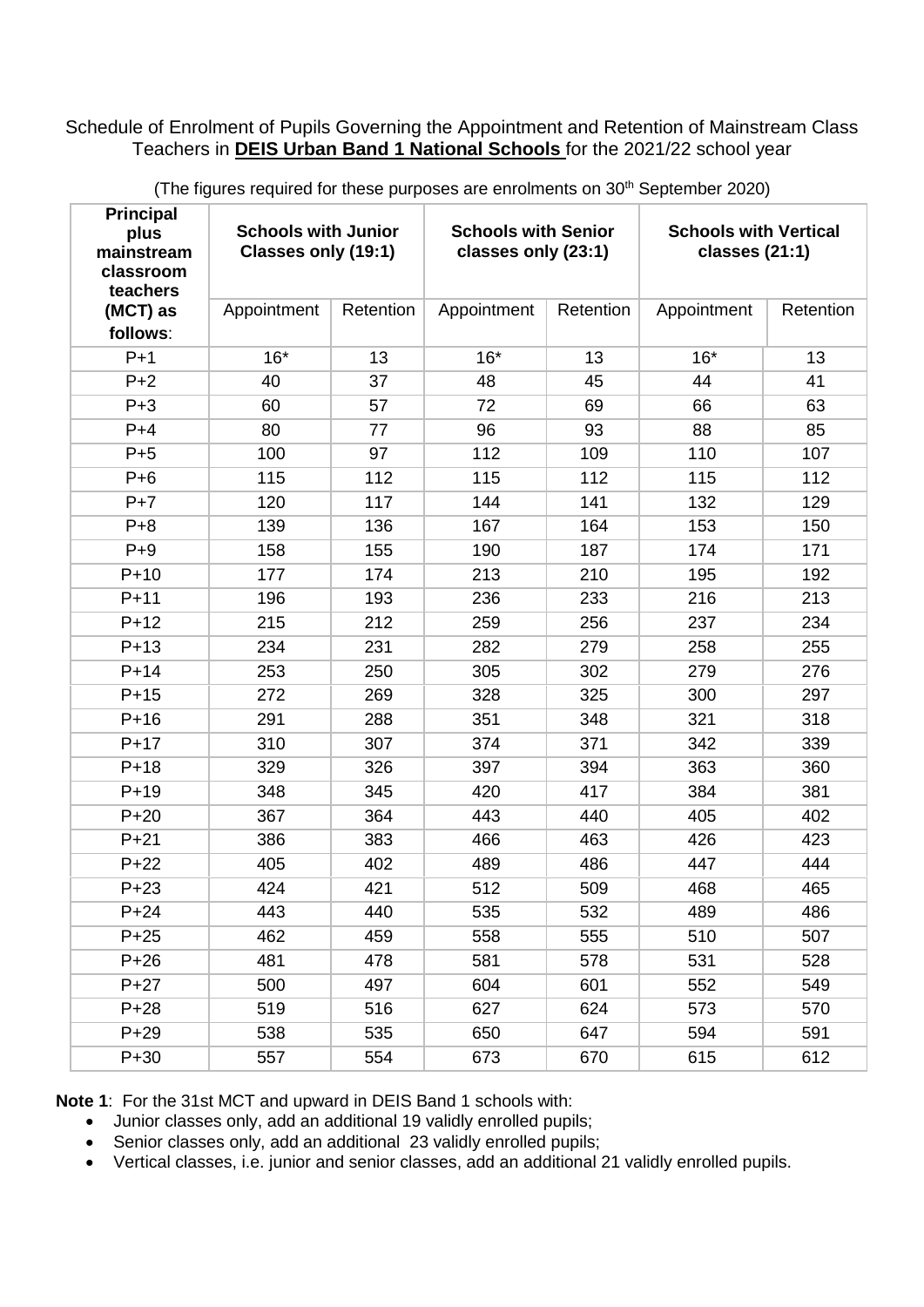Schedule of Enrolment of Pupils Governing the Appointment and Retention of Mainstream Class Teachers in **DEIS Urban Band 1 National Schools** for the 2021/22 school year

(The figures required for these purposes are enrolments on 30th September 2020)

| **Principal plus mainstream classroom teachers (MCT) as follows**: | **Schools with Junior Classes only (19:1)** | | **Schools with Senior classes only (23:1)** | | **Schools with Vertical classes (21:1)** | |
|---|---|---|---|---|---|---|
| | Appointment | Retention | Appointment | Retention | Appointment | Retention |
| P+1 | 16* | 13 | 16* | 13 | 16* | 13 |
| P+2 | 40 | 37 | 48 | 45 | 44 | 41 |
| P+3 | 60 | 57 | 72 | 69 | 66 | 63 |
| P+4 | 80 | 77 | 96 | 93 | 88 | 85 |
| P+5 | 100 | 97 | 112 | 109 | 110 | 107 |
| P+6 | 115 | 112 | 115 | 112 | 115 | 112 |
| P+7 | 120 | 117 | 144 | 141 | 132 | 129 |
| P+8 | 139 | 136 | 167 | 164 | 153 | 150 |
| P+9 | 158 | 155 | 190 | 187 | 174 | 171 |
| P+10 | 177 | 174 | 213 | 210 | 195 | 192 |
| P+11 | 196 | 193 | 236 | 233 | 216 | 213 |
| P+12 | 215 | 212 | 259 | 256 | 237 | 234 |
| P+13 | 234 | 231 | 282 | 279 | 258 | 255 |
| P+14 | 253 | 250 | 305 | 302 | 279 | 276 |
| P+15 | 272 | 269 | 328 | 325 | 300 | 297 |
| P+16 | 291 | 288 | 351 | 348 | 321 | 318 |
| P+17 | 310 | 307 | 374 | 371 | 342 | 339 |
| P+18 | 329 | 326 | 397 | 394 | 363 | 360 |
| P+19 | 348 | 345 | 420 | 417 | 384 | 381 |
| P+20 | 367 | 364 | 443 | 440 | 405 | 402 |
| P+21 | 386 | 383 | 466 | 463 | 426 | 423 |
| P+22 | 405 | 402 | 489 | 486 | 447 | 444 |
| P+23 | 424 | 421 | 512 | 509 | 468 | 465 |
| P+24 | 443 | 440 | 535 | 532 | 489 | 486 |
| P+25 | 462 | 459 | 558 | 555 | 510 | 507 |
| P+26 | 481 | 478 | 581 | 578 | 531 | 528 |
| P+27 | 500 | 497 | 604 | 601 | 552 | 549 |
| P+28 | 519 | 516 | 627 | 624 | 573 | 570 |
| P+29 | 538 | 535 | 650 | 647 | 594 | 591 |
| P+30 | 557 | 554 | 673 | 670 | 615 | 612 |

**Note 1**: For the 31st MCT and upward in DEIS Band 1 schools with:

- Junior classes only, add an additional 19 validly enrolled pupils;
- Senior classes only, add an additional 23 validly enrolled pupils;
- Vertical classes, i.e. junior and senior classes, add an additional 21 validly enrolled pupils.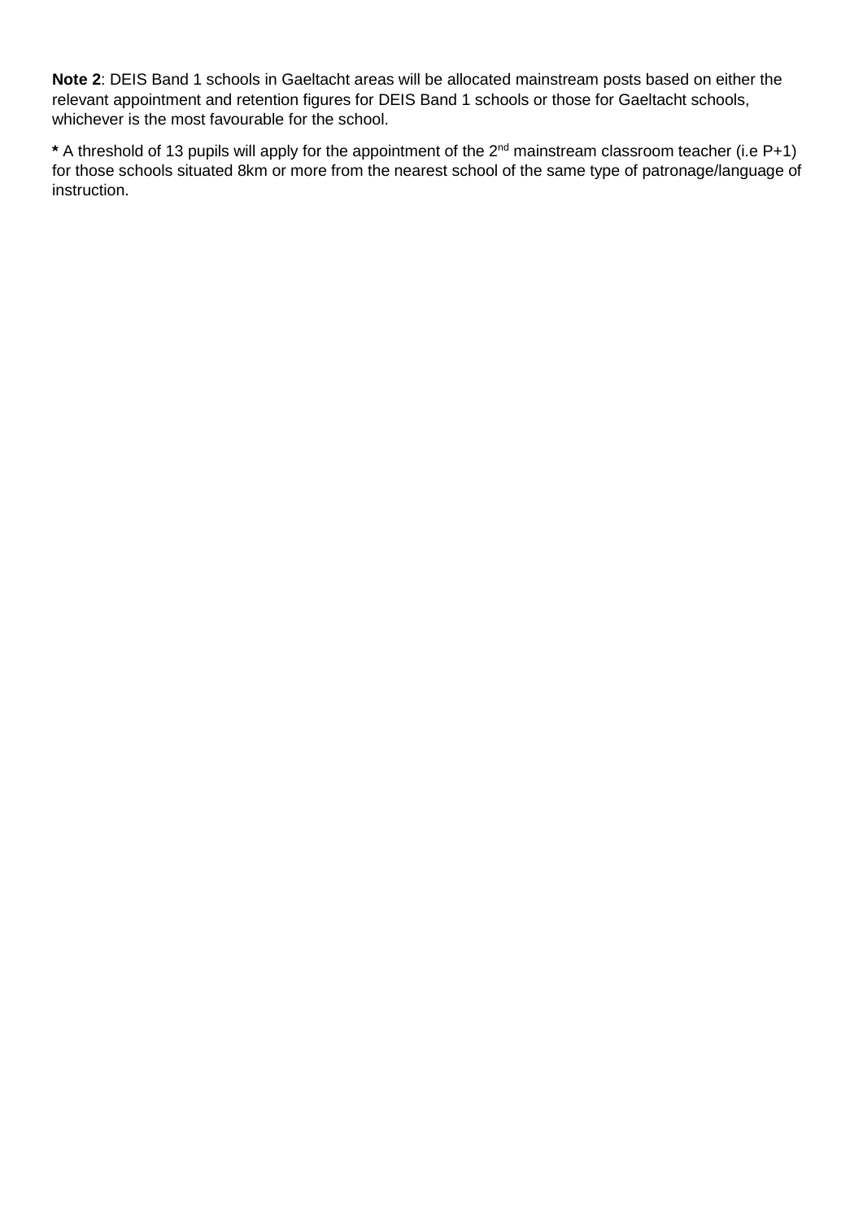**Note 2**: DEIS Band 1 schools in Gaeltacht areas will be allocated mainstream posts based on either the relevant appointment and retention figures for DEIS Band 1 schools or those for Gaeltacht schools, whichever is the most favourable for the school.

**\*** A threshold of 13 pupils will apply for the appointment of the 2nd mainstream classroom teacher (i.e P+1) for those schools situated 8km or more from the nearest school of the same type of patronage/language of instruction.